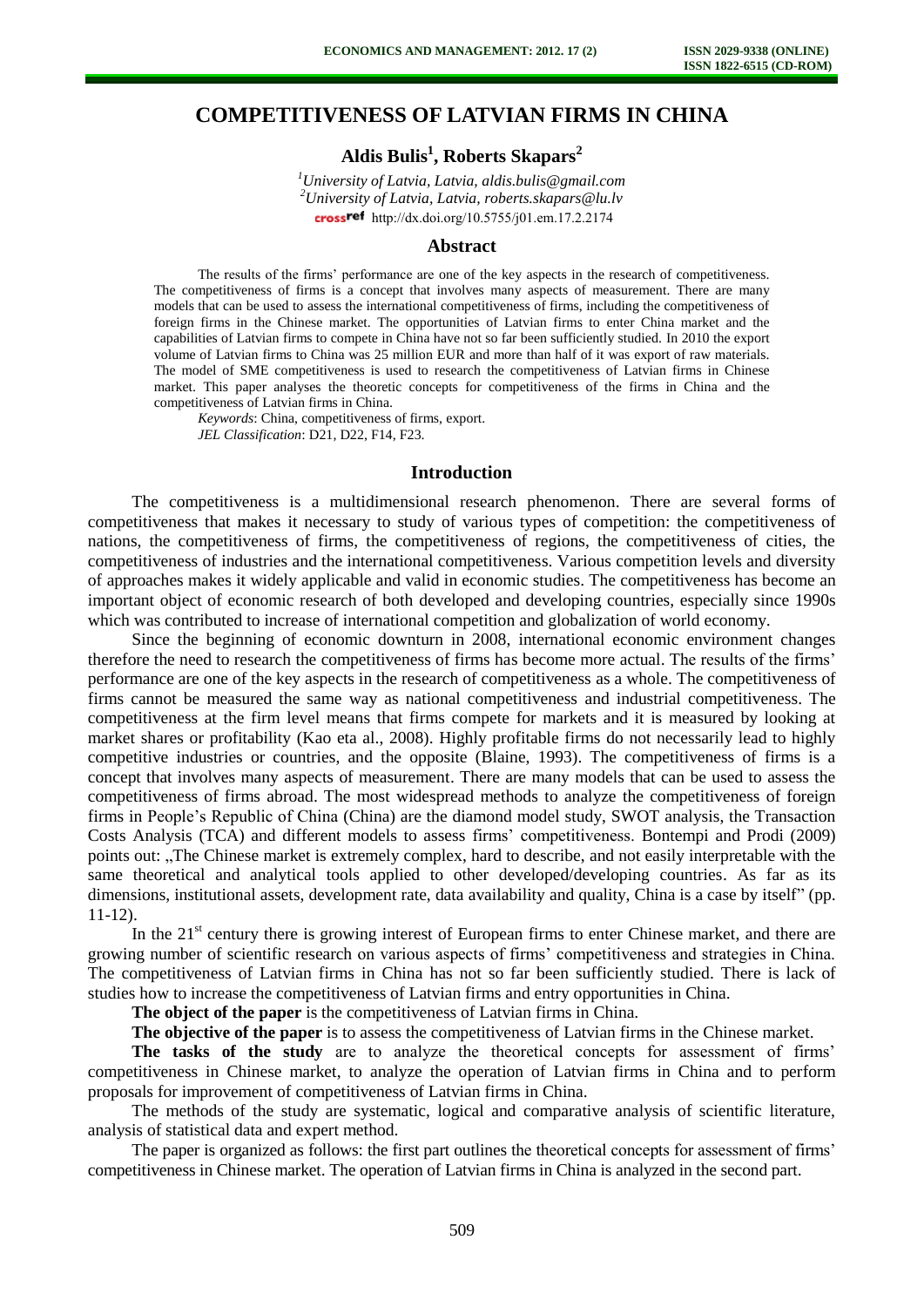# COMPETITIVENESS OF LATVIAN FIRMS IN CHINA

**Aldis Bulis[1], Roberts Skapars[2]**

*[1]University of Latvia, Latvia, aldis.bulis@gmail.com*
*[2]University of Latvia, Latvia, roberts.skapars@lu.lv*
http://dx.doi.org/10.5755/j01.em.17.2.2174

## Abstract

The results of the firms' performance are one of the key aspects in the research of competitiveness. The competitiveness of firms is a concept that involves many aspects of measurement. There are many models that can be used to assess the international competitiveness of firms, including the competitiveness of foreign firms in the Chinese market. The opportunities of Latvian firms to enter China market and the capabilities of Latvian firms to compete in China have not so far been sufficiently studied. In 2010 the export volume of Latvian firms to China was 25 million EUR and more than half of it was export of raw materials. The model of SME competitiveness is used to research the competitiveness of Latvian firms in Chinese market. This paper analyses the theoretic concepts for competitiveness of the firms in China and the competitiveness of Latvian firms in China.

*Keywords*: China, competitiveness of firms, export.

*JEL Classification*: D21, D22, F14, F23.

## Introduction

The competitiveness is a multidimensional research phenomenon. There are several forms of competitiveness that makes it necessary to study of various types of competition: the competitiveness of nations, the competitiveness of firms, the competitiveness of regions, the competitiveness of cities, the competitiveness of industries and the international competitiveness. Various competition levels and diversity of approaches makes it widely applicable and valid in economic studies. The competitiveness has become an important object of economic research of both developed and developing countries, especially since 1990s which was contributed to increase of international competition and globalization of world economy.

Since the beginning of economic downturn in 2008, international economic environment changes therefore the need to research the competitiveness of firms has become more actual. The results of the firms' performance are one of the key aspects in the research of competitiveness as a whole. The competitiveness of firms cannot be measured the same way as national competitiveness and industrial competitiveness. The competitiveness at the firm level means that firms compete for markets and it is measured by looking at market shares or profitability (Kao eta al., 2008). Highly profitable firms do not necessarily lead to highly competitive industries or countries, and the opposite (Blaine, 1993). The competitiveness of firms is a concept that involves many aspects of measurement. There are many models that can be used to assess the competitiveness of firms abroad. The most widespread methods to analyze the competitiveness of foreign firms in People's Republic of China (China) are the diamond model study, SWOT analysis, the Transaction Costs Analysis (TCA) and different models to assess firms' competitiveness. Bontempi and Prodi (2009) points out: „The Chinese market is extremely complex, hard to describe, and not easily interpretable with the same theoretical and analytical tools applied to other developed/developing countries. As far as its dimensions, institutional assets, development rate, data availability and quality, China is a case by itself" (pp. 11-12).

In the 21[st] century there is growing interest of European firms to enter Chinese market, and there are growing number of scientific research on various aspects of firms' competitiveness and strategies in China. The competitiveness of Latvian firms in China has not so far been sufficiently studied. There is lack of studies how to increase the competitiveness of Latvian firms and entry opportunities in China.

**The object of the paper** is the competitiveness of Latvian firms in China.

**The objective of the paper** is to assess the competitiveness of Latvian firms in the Chinese market.

**The tasks of the study** are to analyze the theoretical concepts for assessment of firms' competitiveness in Chinese market, to analyze the operation of Latvian firms in China and to perform proposals for improvement of competitiveness of Latvian firms in China.

The methods of the study are systematic, logical and comparative analysis of scientific literature, analysis of statistical data and expert method.

The paper is organized as follows: the first part outlines the theoretical concepts for assessment of firms' competitiveness in Chinese market. The operation of Latvian firms in China is analyzed in the second part.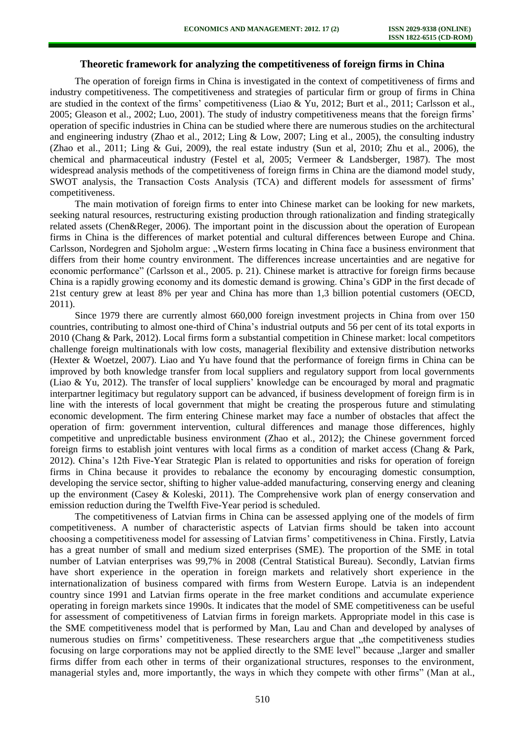## Theoretic framework for analyzing the competitiveness of foreign firms in China

The operation of foreign firms in China is investigated in the context of competitiveness of firms and industry competitiveness. The competitiveness and strategies of particular firm or group of firms in China are studied in the context of the firms' competitiveness (Liao & Yu, 2012; Burt et al., 2011; Carlsson et al., 2005; Gleason et al., 2002; Luo, 2001). The study of industry competitiveness means that the foreign firms' operation of specific industries in China can be studied where there are numerous studies on the architectural and engineering industry (Zhao et al., 2012; Ling & Low, 2007; Ling et al., 2005), the consulting industry (Zhao et al., 2011; Ling & Gui, 2009), the real estate industry (Sun et al, 2010; Zhu et al., 2006), the chemical and pharmaceutical industry (Festel et al, 2005; Vermeer & Landsberger, 1987). The most widespread analysis methods of the competitiveness of foreign firms in China are the diamond model study, SWOT analysis, the Transaction Costs Analysis (TCA) and different models for assessment of firms' competitiveness.

The main motivation of foreign firms to enter into Chinese market can be looking for new markets, seeking natural resources, restructuring existing production through rationalization and finding strategically related assets (Chen&Reger, 2006). The important point in the discussion about the operation of European firms in China is the differences of market potential and cultural differences between Europe and China. Carlsson, Nordegren and Sjoholm argue: „Western firms locating in China face a business environment that differs from their home country environment. The differences increase uncertainties and are negative for economic performance" (Carlsson et al., 2005. p. 21). Chinese market is attractive for foreign firms because China is a rapidly growing economy and its domestic demand is growing. China's GDP in the first decade of 21st century grew at least 8% per year and China has more than 1,3 billion potential customers (OECD, 2011).

Since 1979 there are currently almost 660,000 foreign investment projects in China from over 150 countries, contributing to almost one-third of China's industrial outputs and 56 per cent of its total exports in 2010 (Chang & Park, 2012). Local firms form a substantial competition in Chinese market: local competitors challenge foreign multinationals with low costs, managerial flexibility and extensive distribution networks (Hexter & Woetzel, 2007). Liao and Yu have found that the performance of foreign firms in China can be improved by both knowledge transfer from local suppliers and regulatory support from local governments (Liao & Yu, 2012). The transfer of local suppliers' knowledge can be encouraged by moral and pragmatic interpartner legitimacy but regulatory support can be advanced, if business development of foreign firm is in line with the interests of local government that might be creating the prosperous future and stimulating economic development. The firm entering Chinese market may face a number of obstacles that affect the operation of firm: government intervention, cultural differences and manage those differences, highly competitive and unpredictable business environment (Zhao et al., 2012); the Chinese government forced foreign firms to establish joint ventures with local firms as a condition of market access (Chang & Park, 2012). China's 12th Five-Year Strategic Plan is related to opportunities and risks for operation of foreign firms in China because it provides to rebalance the economy by encouraging domestic consumption, developing the service sector, shifting to higher value-added manufacturing, conserving energy and cleaning up the environment (Casey & Koleski, 2011). The Comprehensive work plan of energy conservation and emission reduction during the Twelfth Five-Year period is scheduled.

The competitiveness of Latvian firms in China can be assessed applying one of the models of firm competitiveness. A number of characteristic aspects of Latvian firms should be taken into account choosing a competitiveness model for assessing of Latvian firms' competitiveness in China. Firstly, Latvia has a great number of small and medium sized enterprises (SME). The proportion of the SME in total number of Latvian enterprises was 99,7% in 2008 (Central Statistical Bureau). Secondly, Latvian firms have short experience in the operation in foreign markets and relatively short experience in the internationalization of business compared with firms from Western Europe. Latvia is an independent country since 1991 and Latvian firms operate in the free market conditions and accumulate experience operating in foreign markets since 1990s. It indicates that the model of SME competitiveness can be useful for assessment of competitiveness of Latvian firms in foreign markets. Appropriate model in this case is the SME competitiveness model that is performed by Man, Lau and Chan and developed by analyses of numerous studies on firms' competitiveness. These researchers argue that „the competitiveness studies focusing on large corporations may not be applied directly to the SME level" because „larger and smaller firms differ from each other in terms of their organizational structures, responses to the environment, managerial styles and, more importantly, the ways in which they compete with other firms" (Man at al.,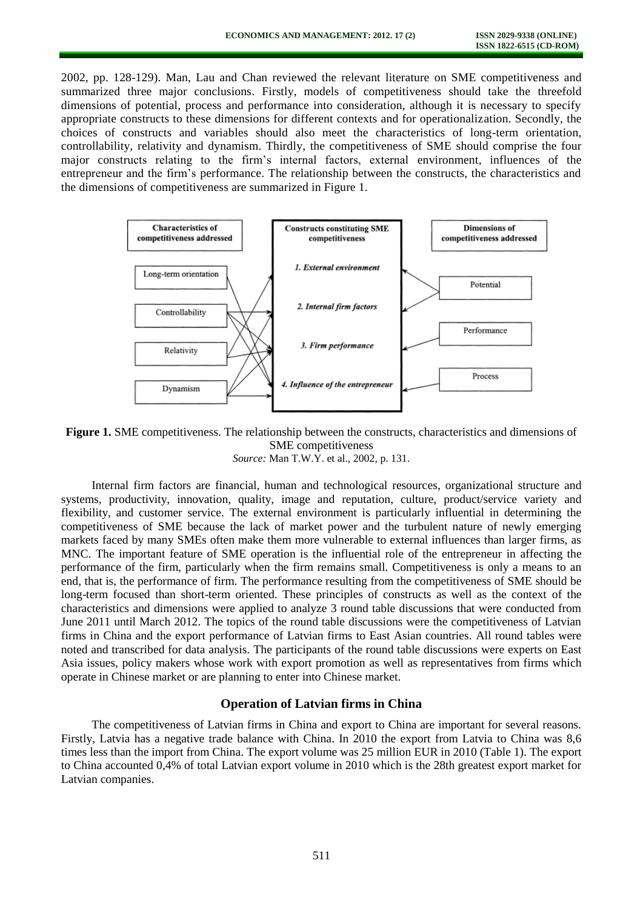2002, pp. 128-129). Man, Lau and Chan reviewed the relevant literature on SME competitiveness and summarized three major conclusions. Firstly, models of competitiveness should take the threefold dimensions of potential, process and performance into consideration, although it is necessary to specify appropriate constructs to these dimensions for different contexts and for operationalization. Secondly, the choices of constructs and variables should also meet the characteristics of long-term orientation, controllability, relativity and dynamism. Thirdly, the competitiveness of SME should comprise the four major constructs relating to the firm's internal factors, external environment, influences of the entrepreneur and the firm's performance. The relationship between the constructs, the characteristics and the dimensions of competitiveness are summarized in Figure 1.

**Figure 1.** SME competitiveness. The relationship between the constructs, characteristics and dimensions of SME competitiveness

*Source:* Man T.W.Y. et al., 2002, p. 131.

Internal firm factors are financial, human and technological resources, organizational structure and systems, productivity, innovation, quality, image and reputation, culture, product/service variety and flexibility, and customer service. The external environment is particularly influential in determining the competitiveness of SME because the lack of market power and the turbulent nature of newly emerging markets faced by many SMEs often make them more vulnerable to external influences than larger firms, as MNC. The important feature of SME operation is the influential role of the entrepreneur in affecting the performance of the firm, particularly when the firm remains small. Competitiveness is only a means to an end, that is, the performance of firm. The performance resulting from the competitiveness of SME should be long-term focused than short-term oriented. These principles of constructs as well as the context of the characteristics and dimensions were applied to analyze 3 round table discussions that were conducted from June 2011 until March 2012. The topics of the round table discussions were the competitiveness of Latvian firms in China and the export performance of Latvian firms to East Asian countries. All round tables were noted and transcribed for data analysis. The participants of the round table discussions were experts on East Asia issues, policy makers whose work with export promotion as well as representatives from firms which operate in Chinese market or are planning to enter into Chinese market.

## Operation of Latvian firms in China

The competitiveness of Latvian firms in China and export to China are important for several reasons. Firstly, Latvia has a negative trade balance with China. In 2010 the export from Latvia to China was 8,6 times less than the import from China. The export volume was 25 million EUR in 2010 (Table 1). The export to China accounted 0,4% of total Latvian export volume in 2010 which is the 28th greatest export market for Latvian companies.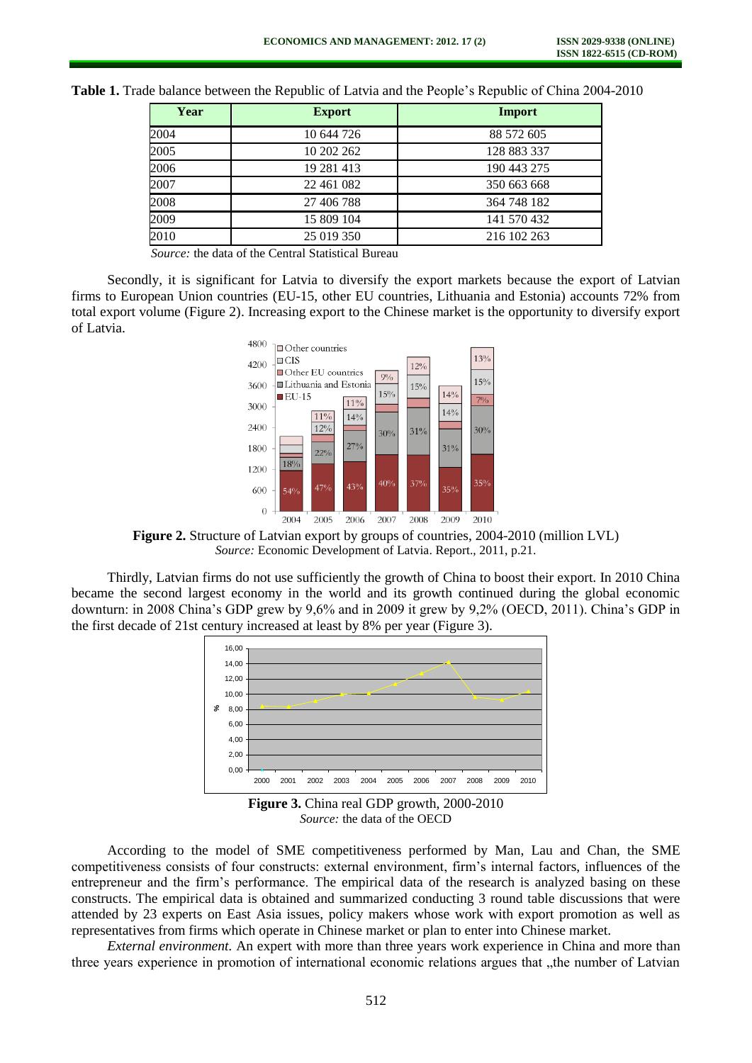**Table 1.** Trade balance between the Republic of Latvia and the People's Republic of China 2004-2010

| Year | Export | Import |
|---|---|---|
| 2004 | 10 644 726 | 88 572 605 |
| 2005 | 10 202 262 | 128 883 337 |
| 2006 | 19 281 413 | 190 443 275 |
| 2007 | 22 461 082 | 350 663 668 |
| 2008 | 27 406 788 | 364 748 182 |
| 2009 | 15 809 104 | 141 570 432 |
| 2010 | 25 019 350 | 216 102 263 |

*Source:* the data of the Central Statistical Bureau

Secondly, it is significant for Latvia to diversify the export markets because the export of Latvian firms to European Union countries (EU-15, other EU countries, Lithuania and Estonia) accounts 72% from total export volume (Figure 2). Increasing export to the Chinese market is the opportunity to diversify export of Latvia.

**Figure 2.** Structure of Latvian export by groups of countries, 2004-2010 (million LVL)
*Source:* Economic Development of Latvia. Report., 2011, p.21.

Thirdly, Latvian firms do not use sufficiently the growth of China to boost their export. In 2010 China became the second largest economy in the world and its growth continued during the global economic downturn: in 2008 China's GDP grew by 9,6% and in 2009 it grew by 9,2% (OECD, 2011). China's GDP in the first decade of 21st century increased at least by 8% per year (Figure 3).

**Figure 3.** China real GDP growth, 2000-2010
*Source:* the data of the OECD

According to the model of SME competitiveness performed by Man, Lau and Chan, the SME competitiveness consists of four constructs: external environment, firm's internal factors, influences of the entrepreneur and the firm's performance. The empirical data of the research is analyzed basing on these constructs. The empirical data is obtained and summarized conducting 3 round table discussions that were attended by 23 experts on East Asia issues, policy makers whose work with export promotion as well as representatives from firms which operate in Chinese market or plan to enter into Chinese market.

*External environment.* An expert with more than three years work experience in China and more than three years experience in promotion of international economic relations argues that „the number of Latvian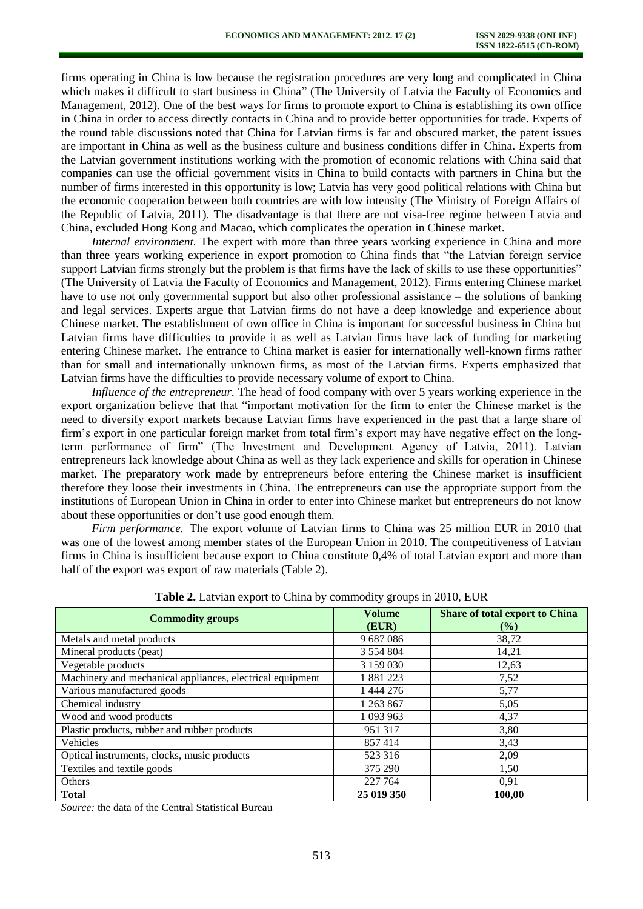firms operating in China is low because the registration procedures are very long and complicated in China which makes it difficult to start business in China" (The University of Latvia the Faculty of Economics and Management, 2012). One of the best ways for firms to promote export to China is establishing its own office in China in order to access directly contacts in China and to provide better opportunities for trade. Experts of the round table discussions noted that China for Latvian firms is far and obscured market, the patent issues are important in China as well as the business culture and business conditions differ in China. Experts from the Latvian government institutions working with the promotion of economic relations with China said that companies can use the official government visits in China to build contacts with partners in China but the number of firms interested in this opportunity is low; Latvia has very good political relations with China but the economic cooperation between both countries are with low intensity (The Ministry of Foreign Affairs of the Republic of Latvia, 2011). The disadvantage is that there are not visa-free regime between Latvia and China, excluded Hong Kong and Macao, which complicates the operation in Chinese market.

*Internal environment.* The expert with more than three years working experience in China and more than three years working experience in export promotion to China finds that "the Latvian foreign service support Latvian firms strongly but the problem is that firms have the lack of skills to use these opportunities" (The University of Latvia the Faculty of Economics and Management, 2012). Firms entering Chinese market have to use not only governmental support but also other professional assistance – the solutions of banking and legal services. Experts argue that Latvian firms do not have a deep knowledge and experience about Chinese market. The establishment of own office in China is important for successful business in China but Latvian firms have difficulties to provide it as well as Latvian firms have lack of funding for marketing entering Chinese market. The entrance to China market is easier for internationally well-known firms rather than for small and internationally unknown firms, as most of the Latvian firms. Experts emphasized that Latvian firms have the difficulties to provide necessary volume of export to China.

*Influence of the entrepreneur.* The head of food company with over 5 years working experience in the export organization believe that that "important motivation for the firm to enter the Chinese market is the need to diversify export markets because Latvian firms have experienced in the past that a large share of firm's export in one particular foreign market from total firm's export may have negative effect on the long-term performance of firm" (The Investment and Development Agency of Latvia, 2011). Latvian entrepreneurs lack knowledge about China as well as they lack experience and skills for operation in Chinese market. The preparatory work made by entrepreneurs before entering the Chinese market is insufficient therefore they loose their investments in China. The entrepreneurs can use the appropriate support from the institutions of European Union in China in order to enter into Chinese market but entrepreneurs do not know about these opportunities or don't use good enough them.

*Firm performance.* The export volume of Latvian firms to China was 25 million EUR in 2010 that was one of the lowest among member states of the European Union in 2010. The competitiveness of Latvian firms in China is insufficient because export to China constitute 0,4% of total Latvian export and more than half of the export was export of raw materials (Table 2).

**Table 2.** Latvian export to China by commodity groups in 2010, EUR

| Commodity groups | Volume (EUR) | Share of total export to China (%) |
|---|---|---|
| Metals and metal products | 9 687 086 | 38,72 |
| Mineral products (peat) | 3 554 804 | 14,21 |
| Vegetable products | 3 159 030 | 12,63 |
| Machinery and mechanical appliances, electrical equipment | 1 881 223 | 7,52 |
| Various manufactured goods | 1 444 276 | 5,77 |
| Chemical industry | 1 263 867 | 5,05 |
| Wood and wood products | 1 093 963 | 4,37 |
| Plastic products, rubber and rubber products | 951 317 | 3,80 |
| Vehicles | 857 414 | 3,43 |
| Optical instruments, clocks, music products | 523 316 | 2,09 |
| Textiles and textile goods | 375 290 | 1,50 |
| Others | 227 764 | 0,91 |
| **Total** | **25 019 350** | **100,00** |

*Source:* the data of the Central Statistical Bureau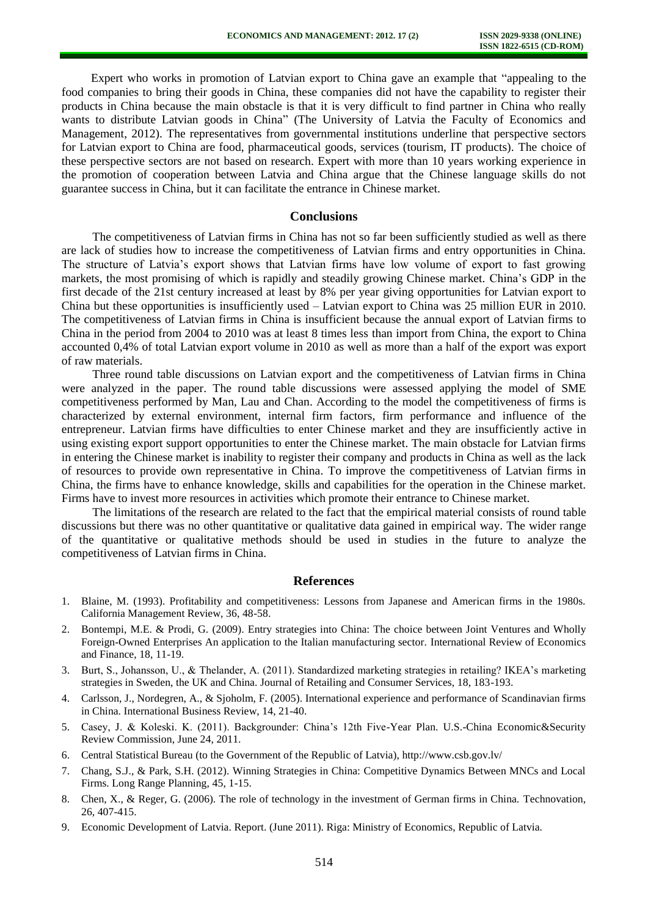Expert who works in promotion of Latvian export to China gave an example that "appealing to the food companies to bring their goods in China, these companies did not have the capability to register their products in China because the main obstacle is that it is very difficult to find partner in China who really wants to distribute Latvian goods in China" (The University of Latvia the Faculty of Economics and Management, 2012). The representatives from governmental institutions underline that perspective sectors for Latvian export to China are food, pharmaceutical goods, services (tourism, IT products). The choice of these perspective sectors are not based on research. Expert with more than 10 years working experience in the promotion of cooperation between Latvia and China argue that the Chinese language skills do not guarantee success in China, but it can facilitate the entrance in Chinese market.

## Conclusions

The competitiveness of Latvian firms in China has not so far been sufficiently studied as well as there are lack of studies how to increase the competitiveness of Latvian firms and entry opportunities in China. The structure of Latvia's export shows that Latvian firms have low volume of export to fast growing markets, the most promising of which is rapidly and steadily growing Chinese market. China's GDP in the first decade of the 21st century increased at least by 8% per year giving opportunities for Latvian export to China but these opportunities is insufficiently used – Latvian export to China was 25 million EUR in 2010. The competitiveness of Latvian firms in China is insufficient because the annual export of Latvian firms to China in the period from 2004 to 2010 was at least 8 times less than import from China, the export to China accounted 0,4% of total Latvian export volume in 2010 as well as more than a half of the export was export of raw materials.

Three round table discussions on Latvian export and the competitiveness of Latvian firms in China were analyzed in the paper. The round table discussions were assessed applying the model of SME competitiveness performed by Man, Lau and Chan. According to the model the competitiveness of firms is characterized by external environment, internal firm factors, firm performance and influence of the entrepreneur. Latvian firms have difficulties to enter Chinese market and they are insufficiently active in using existing export support opportunities to enter the Chinese market. The main obstacle for Latvian firms in entering the Chinese market is inability to register their company and products in China as well as the lack of resources to provide own representative in China. To improve the competitiveness of Latvian firms in China, the firms have to enhance knowledge, skills and capabilities for the operation in the Chinese market. Firms have to invest more resources in activities which promote their entrance to Chinese market.

The limitations of the research are related to the fact that the empirical material consists of round table discussions but there was no other quantitative or qualitative data gained in empirical way. The wider range of the quantitative or qualitative methods should be used in studies in the future to analyze the competitiveness of Latvian firms in China.

## References

1. Blaine, M. (1993). Profitability and competitiveness: Lessons from Japanese and American firms in the 1980s. California Management Review, 36, 48-58.
2. Bontempi, M.E. & Prodi, G. (2009). Entry strategies into China: The choice between Joint Ventures and Wholly Foreign-Owned Enterprises An application to the Italian manufacturing sector. International Review of Economics and Finance, 18, 11-19.
3. Burt, S., Johansson, U., & Thelander, A. (2011). Standardized marketing strategies in retailing? IKEA's marketing strategies in Sweden, the UK and China. Journal of Retailing and Consumer Services, 18, 183-193.
4. Carlsson, J., Nordegren, A., & Sjoholm, F. (2005). International experience and performance of Scandinavian firms in China. International Business Review, 14, 21-40.
5. Casey, J. & Koleski. K. (2011). Backgrounder: China's 12th Five-Year Plan. U.S.-China Economic&Security Review Commission, June 24, 2011.
6. Central Statistical Bureau (to the Government of the Republic of Latvia), http://www.csb.gov.lv/
7. Chang, S.J., & Park, S.H. (2012). Winning Strategies in China: Competitive Dynamics Between MNCs and Local Firms. Long Range Planning, 45, 1-15.
8. Chen, X., & Reger, G. (2006). The role of technology in the investment of German firms in China. Technovation, 26, 407-415.
9. Economic Development of Latvia. Report. (June 2011). Riga: Ministry of Economics, Republic of Latvia.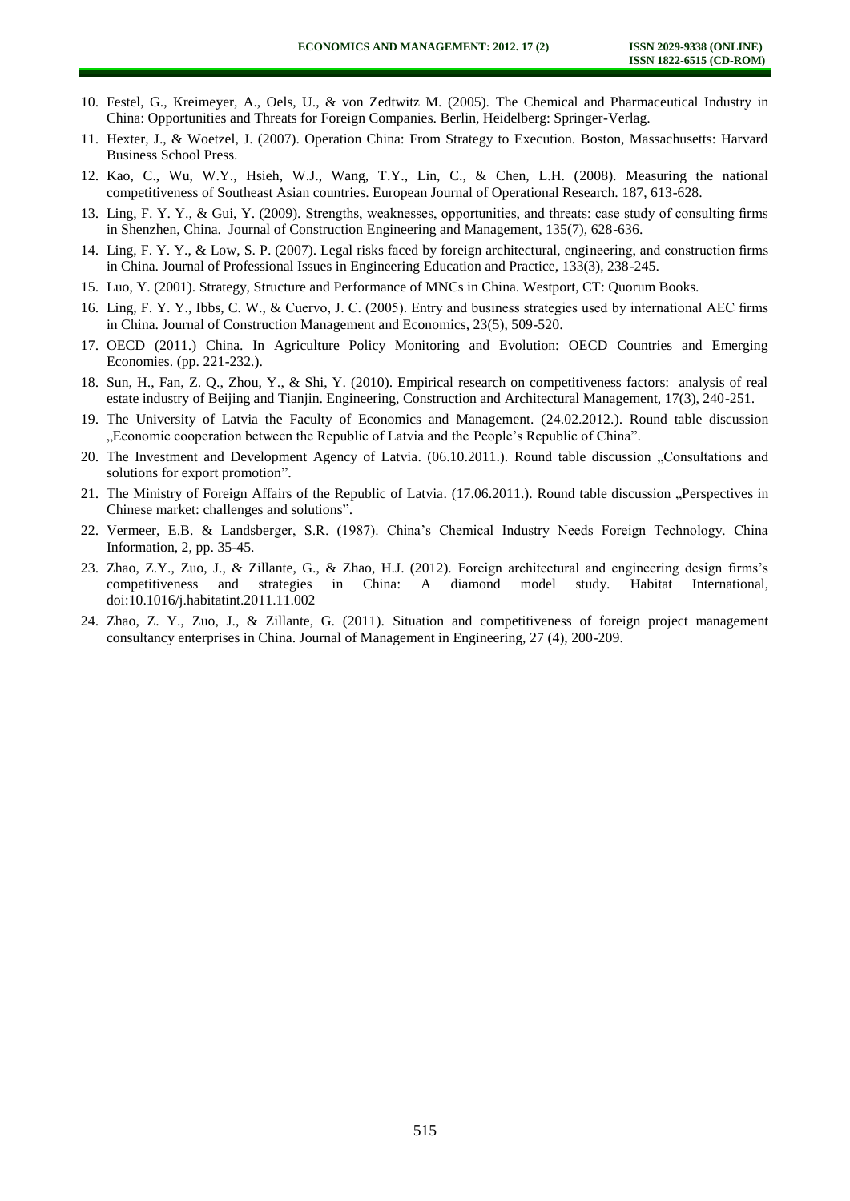10. Festel, G., Kreimeyer, A., Oels, U., & von Zedtwitz M. (2005). The Chemical and Pharmaceutical Industry in China: Opportunities and Threats for Foreign Companies. Berlin, Heidelberg: Springer-Verlag.
11. Hexter, J., & Woetzel, J. (2007). Operation China: From Strategy to Execution. Boston, Massachusetts: Harvard Business School Press.
12. Kao, C., Wu, W.Y., Hsieh, W.J., Wang, T.Y., Lin, C., & Chen, L.H. (2008). Measuring the national competitiveness of Southeast Asian countries. European Journal of Operational Research. 187, 613-628.
13. Ling, F. Y. Y., & Gui, Y. (2009). Strengths, weaknesses, opportunities, and threats: case study of consulting firms in Shenzhen, China. Journal of Construction Engineering and Management, 135(7), 628-636.
14. Ling, F. Y. Y., & Low, S. P. (2007). Legal risks faced by foreign architectural, engineering, and construction firms in China. Journal of Professional Issues in Engineering Education and Practice, 133(3), 238-245.
15. Luo, Y. (2001). Strategy, Structure and Performance of MNCs in China. Westport, CT: Quorum Books.
16. Ling, F. Y. Y., Ibbs, C. W., & Cuervo, J. C. (2005). Entry and business strategies used by international AEC firms in China. Journal of Construction Management and Economics, 23(5), 509-520.
17. OECD (2011.) China. In Agriculture Policy Monitoring and Evolution: OECD Countries and Emerging Economies. (pp. 221-232.).
18. Sun, H., Fan, Z. Q., Zhou, Y., & Shi, Y. (2010). Empirical research on competitiveness factors: analysis of real estate industry of Beijing and Tianjin. Engineering, Construction and Architectural Management, 17(3), 240-251.
19. The University of Latvia the Faculty of Economics and Management. (24.02.2012.). Round table discussion „Economic cooperation between the Republic of Latvia and the People's Republic of China".
20. The Investment and Development Agency of Latvia. (06.10.2011.). Round table discussion „Consultations and solutions for export promotion".
21. The Ministry of Foreign Affairs of the Republic of Latvia. (17.06.2011.). Round table discussion „Perspectives in Chinese market: challenges and solutions".
22. Vermeer, E.B. & Landsberger, S.R. (1987). China's Chemical Industry Needs Foreign Technology. China Information, 2, pp. 35-45.
23. Zhao, Z.Y., Zuo, J., & Zillante, G., & Zhao, H.J. (2012). Foreign architectural and engineering design firms's competitiveness and strategies in China: A diamond model study. Habitat International, doi:10.1016/j.habitatint.2011.11.002
24. Zhao, Z. Y., Zuo, J., & Zillante, G. (2011). Situation and competitiveness of foreign project management consultancy enterprises in China. Journal of Management in Engineering, 27 (4), 200-209.